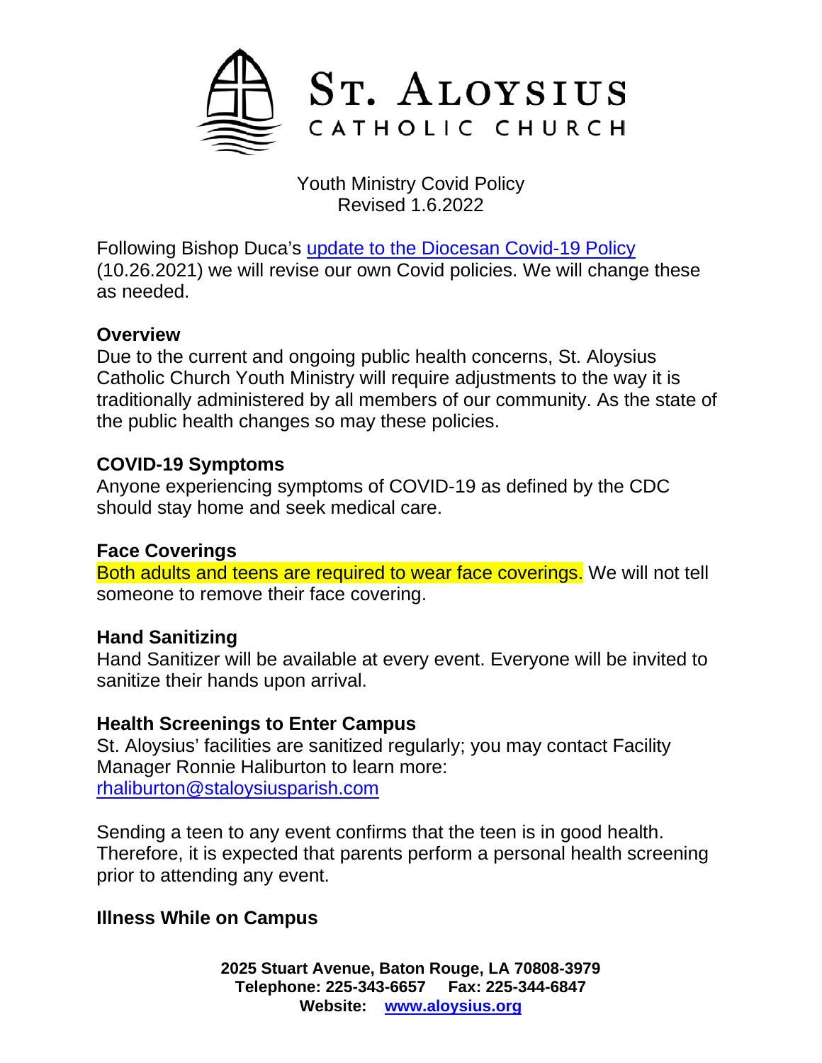# ST. ALOYSIUS

CATHOLIC CHURCH

Youth Ministry Covid Policy
Revised 1.6.2022

Following Bishop Duca's [update to the Diocesan Covid-19 Policy](#) (10.26.2021) we will revise our own Covid policies. We will change these as needed.

**Overview**
Due to the current and ongoing public health concerns, St. Aloysius Catholic Church Youth Ministry will require adjustments to the way it is traditionally administered by all members of our community. As the state of the public health changes so may these policies.

**COVID-19 Symptoms**
Anyone experiencing symptoms of COVID-19 as defined by the CDC should stay home and seek medical care.

**Face Coverings**
Both adults and teens are required to wear face coverings. We will not tell someone to remove their face covering.

**Hand Sanitizing**
Hand Sanitizer will be available at every event. Everyone will be invited to sanitize their hands upon arrival.

**Health Screenings to Enter Campus**
St. Aloysius' facilities are sanitized regularly; you may contact Facility Manager Ronnie Haliburton to learn more: rhaliburton@staloysiusparish.com

Sending a teen to any event confirms that the teen is in good health. Therefore, it is expected that parents perform a personal health screening prior to attending any event.

**Illness While on Campus**

**2025 Stuart Avenue, Baton Rouge, LA 70808-3979**
**Telephone: 225-343-6657 Fax: 225-344-6847**
**Website: www.aloysius.org**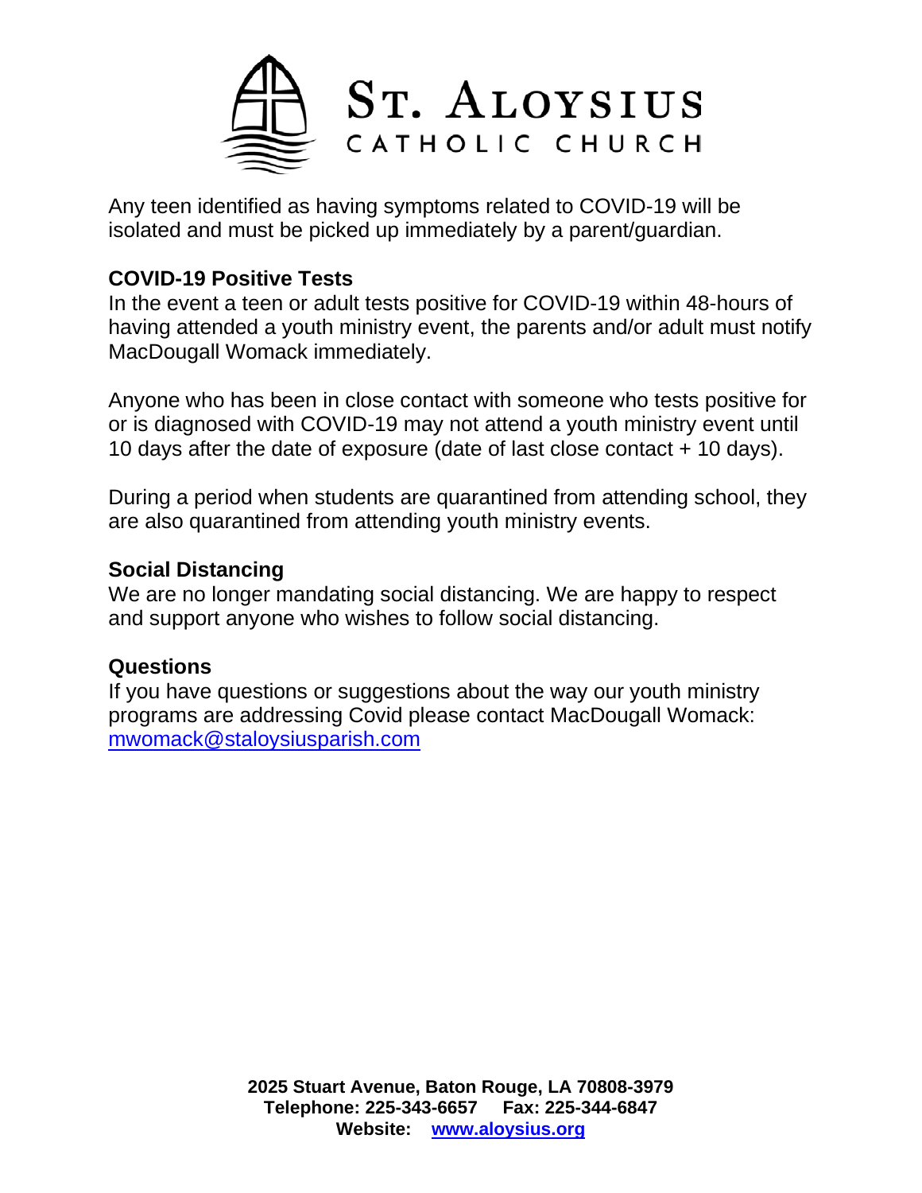Any teen identified as having symptoms related to COVID-19 will be isolated and must be picked up immediately by a parent/guardian.

**COVID-19 Positive Tests**

In the event a teen or adult tests positive for COVID-19 within 48-hours of having attended a youth ministry event, the parents and/or adult must notify MacDougall Womack immediately.

Anyone who has been in close contact with someone who tests positive for or is diagnosed with COVID-19 may not attend a youth ministry event until 10 days after the date of exposure (date of last close contact + 10 days).

During a period when students are quarantined from attending school, they are also quarantined from attending youth ministry events.

**Social Distancing**

We are no longer mandating social distancing. We are happy to respect and support anyone who wishes to follow social distancing.

**Questions**

If you have questions or suggestions about the way our youth ministry programs are addressing Covid please contact MacDougall Womack: mwomack@staloysiusparish.com

**2025 Stuart Avenue, Baton Rouge, LA 70808-3979**
**Telephone: 225-343-6657 Fax: 225-344-6847**
**Website: www.aloysius.org**